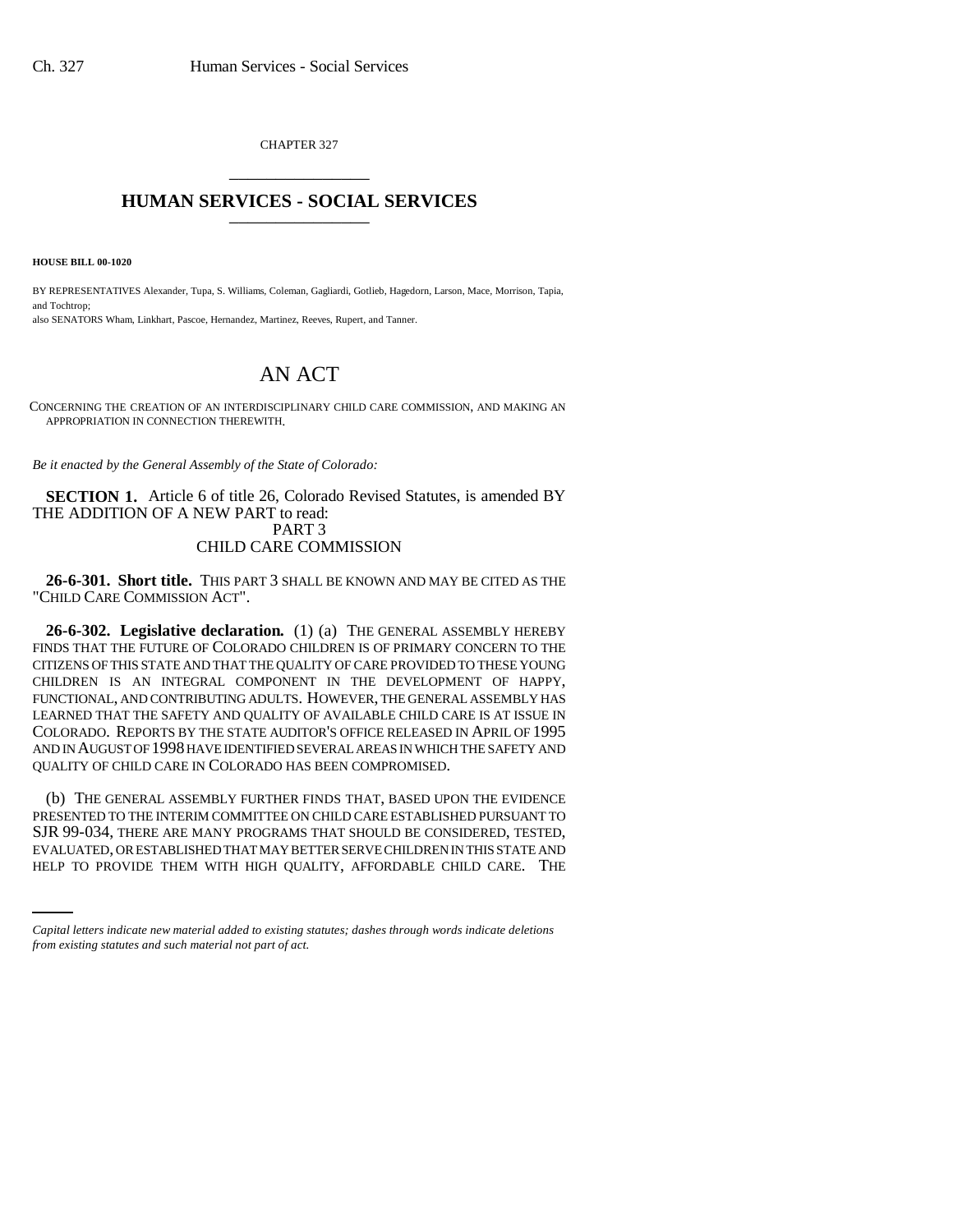CHAPTER 327

# HUMAN SERVICES - SOCIAL SERVICES

**HOUSE BILL 00-1020**

BY REPRESENTATIVES Alexander, Tupa, S. Williams, Coleman, Gagliardi, Gotlieb, Hagedorn, Larson, Mace, Morrison, Tapia, and Tochtrop;
also SENATORS Wham, Linkhart, Pascoe, Hernandez, Martinez, Reeves, Rupert, and Tanner.

# AN ACT

CONCERNING THE CREATION OF AN INTERDISCIPLINARY CHILD CARE COMMISSION, AND MAKING AN APPROPRIATION IN CONNECTION THEREWITH.

*Be it enacted by the General Assembly of the State of Colorado:*

**SECTION 1.** Article 6 of title 26, Colorado Revised Statutes, is amended BY THE ADDITION OF A NEW PART to read:

PART 3
CHILD CARE COMMISSION

**26-6-301. Short title.** THIS PART 3 SHALL BE KNOWN AND MAY BE CITED AS THE "CHILD CARE COMMISSION ACT".

**26-6-302. Legislative declaration.** (1) (a) THE GENERAL ASSEMBLY HEREBY FINDS THAT THE FUTURE OF COLORADO CHILDREN IS OF PRIMARY CONCERN TO THE CITIZENS OF THIS STATE AND THAT THE QUALITY OF CARE PROVIDED TO THESE YOUNG CHILDREN IS AN INTEGRAL COMPONENT IN THE DEVELOPMENT OF HAPPY, FUNCTIONAL, AND CONTRIBUTING ADULTS. HOWEVER, THE GENERAL ASSEMBLY HAS LEARNED THAT THE SAFETY AND QUALITY OF AVAILABLE CHILD CARE IS AT ISSUE IN COLORADO. REPORTS BY THE STATE AUDITOR'S OFFICE RELEASED IN APRIL OF 1995 AND IN AUGUST OF 1998 HAVE IDENTIFIED SEVERAL AREAS IN WHICH THE SAFETY AND QUALITY OF CHILD CARE IN COLORADO HAS BEEN COMPROMISED.

(b) THE GENERAL ASSEMBLY FURTHER FINDS THAT, BASED UPON THE EVIDENCE PRESENTED TO THE INTERIM COMMITTEE ON CHILD CARE ESTABLISHED PURSUANT TO SJR 99-034, THERE ARE MANY PROGRAMS THAT SHOULD BE CONSIDERED, TESTED, EVALUATED, OR ESTABLISHED THAT MAY BETTER SERVE CHILDREN IN THIS STATE AND HELP TO PROVIDE THEM WITH HIGH QUALITY, AFFORDABLE CHILD CARE. THE

*Capital letters indicate new material added to existing statutes; dashes through words indicate deletions from existing statutes and such material not part of act.*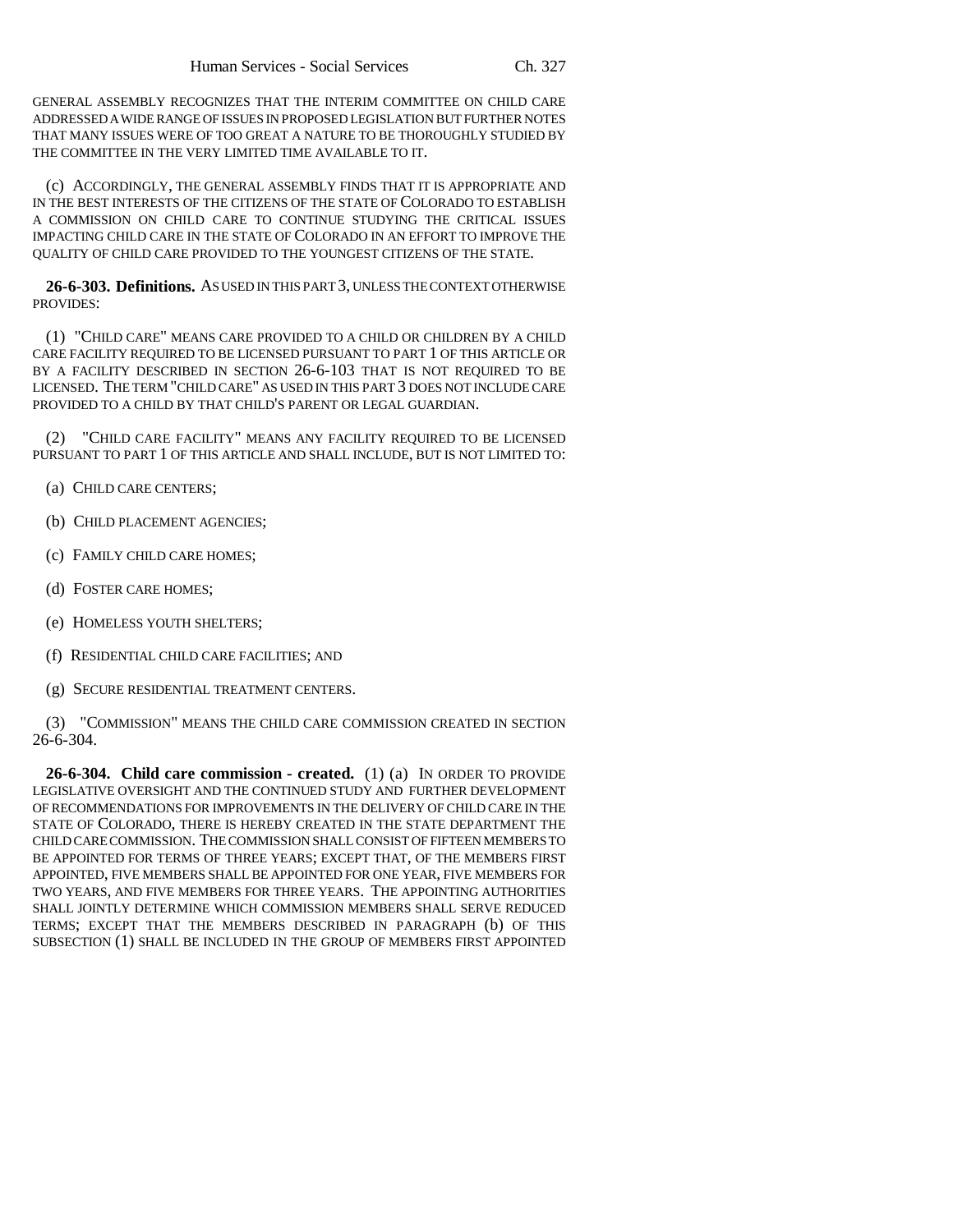GENERAL ASSEMBLY RECOGNIZES THAT THE INTERIM COMMITTEE ON CHILD CARE ADDRESSED A WIDE RANGE OF ISSUES IN PROPOSED LEGISLATION BUT FURTHER NOTES THAT MANY ISSUES WERE OF TOO GREAT A NATURE TO BE THOROUGHLY STUDIED BY THE COMMITTEE IN THE VERY LIMITED TIME AVAILABLE TO IT.

(c) ACCORDINGLY, THE GENERAL ASSEMBLY FINDS THAT IT IS APPROPRIATE AND IN THE BEST INTERESTS OF THE CITIZENS OF THE STATE OF COLORADO TO ESTABLISH A COMMISSION ON CHILD CARE TO CONTINUE STUDYING THE CRITICAL ISSUES IMPACTING CHILD CARE IN THE STATE OF COLORADO IN AN EFFORT TO IMPROVE THE QUALITY OF CHILD CARE PROVIDED TO THE YOUNGEST CITIZENS OF THE STATE.

**26-6-303. Definitions.** AS USED IN THIS PART 3, UNLESS THE CONTEXT OTHERWISE PROVIDES:

(1) "CHILD CARE" MEANS CARE PROVIDED TO A CHILD OR CHILDREN BY A CHILD CARE FACILITY REQUIRED TO BE LICENSED PURSUANT TO PART 1 OF THIS ARTICLE OR BY A FACILITY DESCRIBED IN SECTION 26-6-103 THAT IS NOT REQUIRED TO BE LICENSED. THE TERM "CHILD CARE" AS USED IN THIS PART 3 DOES NOT INCLUDE CARE PROVIDED TO A CHILD BY THAT CHILD'S PARENT OR LEGAL GUARDIAN.

(2) "CHILD CARE FACILITY" MEANS ANY FACILITY REQUIRED TO BE LICENSED PURSUANT TO PART 1 OF THIS ARTICLE AND SHALL INCLUDE, BUT IS NOT LIMITED TO:

(a) CHILD CARE CENTERS;

(b) CHILD PLACEMENT AGENCIES;

(c) FAMILY CHILD CARE HOMES;

(d) FOSTER CARE HOMES;

(e) HOMELESS YOUTH SHELTERS;

(f) RESIDENTIAL CHILD CARE FACILITIES; AND

(g) SECURE RESIDENTIAL TREATMENT CENTERS.

(3) "COMMISSION" MEANS THE CHILD CARE COMMISSION CREATED IN SECTION 26-6-304.

**26-6-304. Child care commission - created.** (1) (a) IN ORDER TO PROVIDE LEGISLATIVE OVERSIGHT AND THE CONTINUED STUDY AND FURTHER DEVELOPMENT OF RECOMMENDATIONS FOR IMPROVEMENTS IN THE DELIVERY OF CHILD CARE IN THE STATE OF COLORADO, THERE IS HEREBY CREATED IN THE STATE DEPARTMENT THE CHILD CARE COMMISSION. THE COMMISSION SHALL CONSIST OF FIFTEEN MEMBERS TO BE APPOINTED FOR TERMS OF THREE YEARS; EXCEPT THAT, OF THE MEMBERS FIRST APPOINTED, FIVE MEMBERS SHALL BE APPOINTED FOR ONE YEAR, FIVE MEMBERS FOR TWO YEARS, AND FIVE MEMBERS FOR THREE YEARS. THE APPOINTING AUTHORITIES SHALL JOINTLY DETERMINE WHICH COMMISSION MEMBERS SHALL SERVE REDUCED TERMS; EXCEPT THAT THE MEMBERS DESCRIBED IN PARAGRAPH (b) OF THIS SUBSECTION (1) SHALL BE INCLUDED IN THE GROUP OF MEMBERS FIRST APPOINTED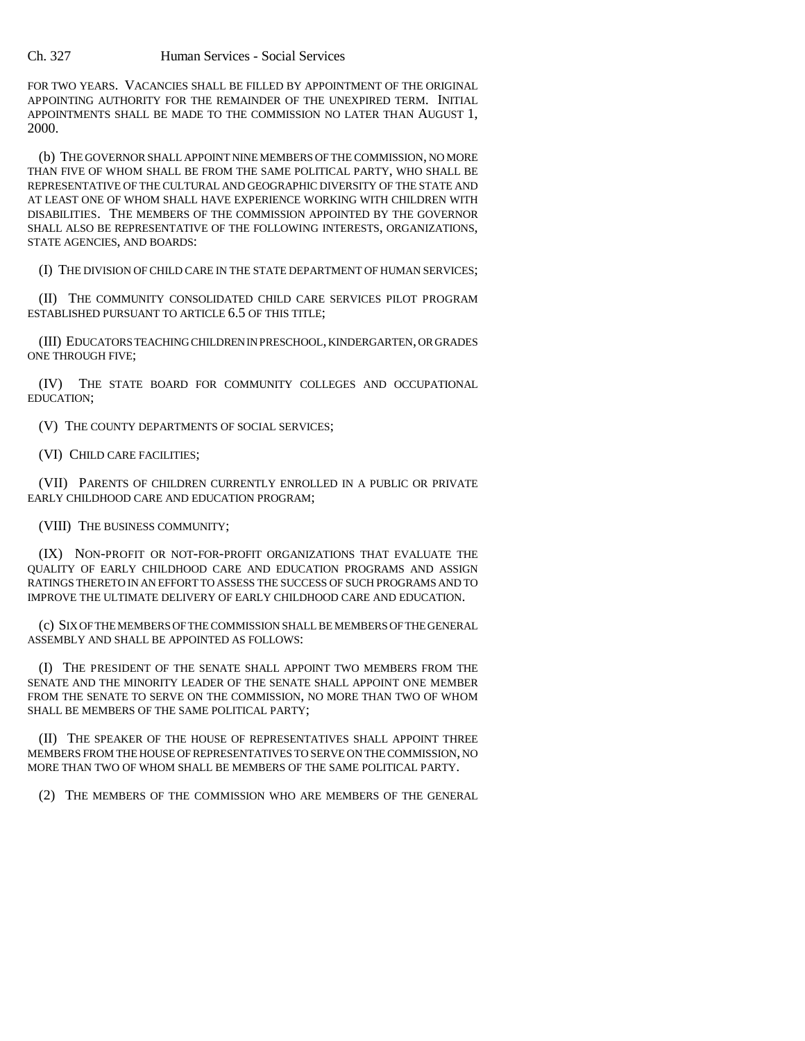FOR TWO YEARS. VACANCIES SHALL BE FILLED BY APPOINTMENT OF THE ORIGINAL APPOINTING AUTHORITY FOR THE REMAINDER OF THE UNEXPIRED TERM. INITIAL APPOINTMENTS SHALL BE MADE TO THE COMMISSION NO LATER THAN AUGUST 1, 2000.

(b) THE GOVERNOR SHALL APPOINT NINE MEMBERS OF THE COMMISSION, NO MORE THAN FIVE OF WHOM SHALL BE FROM THE SAME POLITICAL PARTY, WHO SHALL BE REPRESENTATIVE OF THE CULTURAL AND GEOGRAPHIC DIVERSITY OF THE STATE AND AT LEAST ONE OF WHOM SHALL HAVE EXPERIENCE WORKING WITH CHILDREN WITH DISABILITIES. THE MEMBERS OF THE COMMISSION APPOINTED BY THE GOVERNOR SHALL ALSO BE REPRESENTATIVE OF THE FOLLOWING INTERESTS, ORGANIZATIONS, STATE AGENCIES, AND BOARDS:

(I) THE DIVISION OF CHILD CARE IN THE STATE DEPARTMENT OF HUMAN SERVICES;

(II) THE COMMUNITY CONSOLIDATED CHILD CARE SERVICES PILOT PROGRAM ESTABLISHED PURSUANT TO ARTICLE 6.5 OF THIS TITLE;

(III) EDUCATORS TEACHING CHILDREN IN PRESCHOOL, KINDERGARTEN, OR GRADES ONE THROUGH FIVE;

(IV) THE STATE BOARD FOR COMMUNITY COLLEGES AND OCCUPATIONAL EDUCATION;

(V) THE COUNTY DEPARTMENTS OF SOCIAL SERVICES;

(VI) CHILD CARE FACILITIES;

(VII) PARENTS OF CHILDREN CURRENTLY ENROLLED IN A PUBLIC OR PRIVATE EARLY CHILDHOOD CARE AND EDUCATION PROGRAM;

(VIII) THE BUSINESS COMMUNITY;

(IX) NON-PROFIT OR NOT-FOR-PROFIT ORGANIZATIONS THAT EVALUATE THE QUALITY OF EARLY CHILDHOOD CARE AND EDUCATION PROGRAMS AND ASSIGN RATINGS THERETO IN AN EFFORT TO ASSESS THE SUCCESS OF SUCH PROGRAMS AND TO IMPROVE THE ULTIMATE DELIVERY OF EARLY CHILDHOOD CARE AND EDUCATION.

(c) SIX OF THE MEMBERS OF THE COMMISSION SHALL BE MEMBERS OF THE GENERAL ASSEMBLY AND SHALL BE APPOINTED AS FOLLOWS:

(I) THE PRESIDENT OF THE SENATE SHALL APPOINT TWO MEMBERS FROM THE SENATE AND THE MINORITY LEADER OF THE SENATE SHALL APPOINT ONE MEMBER FROM THE SENATE TO SERVE ON THE COMMISSION, NO MORE THAN TWO OF WHOM SHALL BE MEMBERS OF THE SAME POLITICAL PARTY;

(II) THE SPEAKER OF THE HOUSE OF REPRESENTATIVES SHALL APPOINT THREE MEMBERS FROM THE HOUSE OF REPRESENTATIVES TO SERVE ON THE COMMISSION, NO MORE THAN TWO OF WHOM SHALL BE MEMBERS OF THE SAME POLITICAL PARTY.

(2) THE MEMBERS OF THE COMMISSION WHO ARE MEMBERS OF THE GENERAL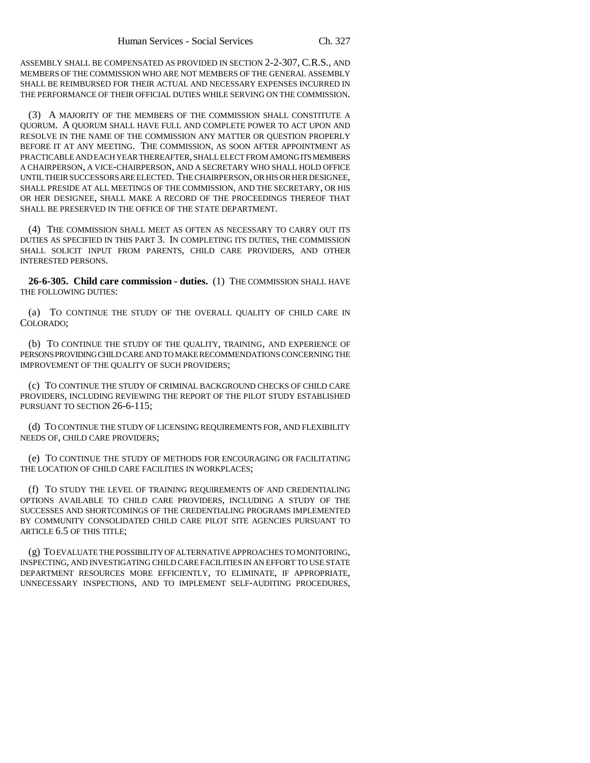ASSEMBLY SHALL BE COMPENSATED AS PROVIDED IN SECTION 2-2-307, C.R.S., AND MEMBERS OF THE COMMISSION WHO ARE NOT MEMBERS OF THE GENERAL ASSEMBLY SHALL BE REIMBURSED FOR THEIR ACTUAL AND NECESSARY EXPENSES INCURRED IN THE PERFORMANCE OF THEIR OFFICIAL DUTIES WHILE SERVING ON THE COMMISSION.

(3) A MAJORITY OF THE MEMBERS OF THE COMMISSION SHALL CONSTITUTE A QUORUM. A QUORUM SHALL HAVE FULL AND COMPLETE POWER TO ACT UPON AND RESOLVE IN THE NAME OF THE COMMISSION ANY MATTER OR QUESTION PROPERLY BEFORE IT AT ANY MEETING. THE COMMISSION, AS SOON AFTER APPOINTMENT AS PRACTICABLE AND EACH YEAR THEREAFTER, SHALL ELECT FROM AMONG ITS MEMBERS A CHAIRPERSON, A VICE-CHAIRPERSON, AND A SECRETARY WHO SHALL HOLD OFFICE UNTIL THEIR SUCCESSORS ARE ELECTED. THE CHAIRPERSON, OR HIS OR HER DESIGNEE, SHALL PRESIDE AT ALL MEETINGS OF THE COMMISSION, AND THE SECRETARY, OR HIS OR HER DESIGNEE, SHALL MAKE A RECORD OF THE PROCEEDINGS THEREOF THAT SHALL BE PRESERVED IN THE OFFICE OF THE STATE DEPARTMENT.

(4) THE COMMISSION SHALL MEET AS OFTEN AS NECESSARY TO CARRY OUT ITS DUTIES AS SPECIFIED IN THIS PART 3. IN COMPLETING ITS DUTIES, THE COMMISSION SHALL SOLICIT INPUT FROM PARENTS, CHILD CARE PROVIDERS, AND OTHER INTERESTED PERSONS.

**26-6-305. Child care commission - duties.** (1) THE COMMISSION SHALL HAVE THE FOLLOWING DUTIES:

(a) TO CONTINUE THE STUDY OF THE OVERALL QUALITY OF CHILD CARE IN COLORADO;

(b) TO CONTINUE THE STUDY OF THE QUALITY, TRAINING, AND EXPERIENCE OF PERSONS PROVIDING CHILD CARE AND TO MAKE RECOMMENDATIONS CONCERNING THE IMPROVEMENT OF THE QUALITY OF SUCH PROVIDERS;

(c) TO CONTINUE THE STUDY OF CRIMINAL BACKGROUND CHECKS OF CHILD CARE PROVIDERS, INCLUDING REVIEWING THE REPORT OF THE PILOT STUDY ESTABLISHED PURSUANT TO SECTION 26-6-115;

(d) TO CONTINUE THE STUDY OF LICENSING REQUIREMENTS FOR, AND FLEXIBILITY NEEDS OF, CHILD CARE PROVIDERS;

(e) TO CONTINUE THE STUDY OF METHODS FOR ENCOURAGING OR FACILITATING THE LOCATION OF CHILD CARE FACILITIES IN WORKPLACES;

(f) TO STUDY THE LEVEL OF TRAINING REQUIREMENTS OF AND CREDENTIALING OPTIONS AVAILABLE TO CHILD CARE PROVIDERS, INCLUDING A STUDY OF THE SUCCESSES AND SHORTCOMINGS OF THE CREDENTIALING PROGRAMS IMPLEMENTED BY COMMUNITY CONSOLIDATED CHILD CARE PILOT SITE AGENCIES PURSUANT TO ARTICLE 6.5 OF THIS TITLE;

(g) TO EVALUATE THE POSSIBILITY OF ALTERNATIVE APPROACHES TO MONITORING, INSPECTING, AND INVESTIGATING CHILD CARE FACILITIES IN AN EFFORT TO USE STATE DEPARTMENT RESOURCES MORE EFFICIENTLY, TO ELIMINATE, IF APPROPRIATE, UNNECESSARY INSPECTIONS, AND TO IMPLEMENT SELF-AUDITING PROCEDURES,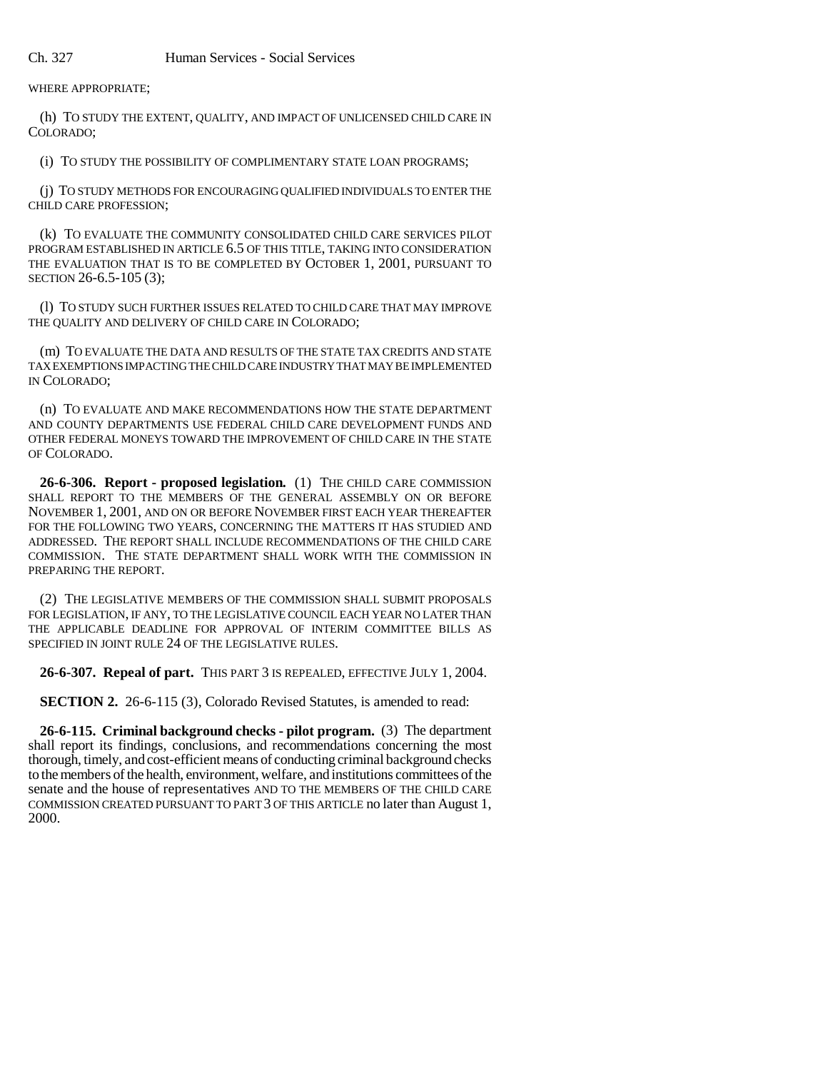WHERE APPROPRIATE;

(h) TO STUDY THE EXTENT, QUALITY, AND IMPACT OF UNLICENSED CHILD CARE IN COLORADO;

(i) TO STUDY THE POSSIBILITY OF COMPLIMENTARY STATE LOAN PROGRAMS;

(j) TO STUDY METHODS FOR ENCOURAGING QUALIFIED INDIVIDUALS TO ENTER THE CHILD CARE PROFESSION;

(k) TO EVALUATE THE COMMUNITY CONSOLIDATED CHILD CARE SERVICES PILOT PROGRAM ESTABLISHED IN ARTICLE 6.5 OF THIS TITLE, TAKING INTO CONSIDERATION THE EVALUATION THAT IS TO BE COMPLETED BY OCTOBER 1, 2001, PURSUANT TO SECTION 26-6.5-105 (3);

(l) TO STUDY SUCH FURTHER ISSUES RELATED TO CHILD CARE THAT MAY IMPROVE THE QUALITY AND DELIVERY OF CHILD CARE IN COLORADO;

(m) TO EVALUATE THE DATA AND RESULTS OF THE STATE TAX CREDITS AND STATE TAX EXEMPTIONS IMPACTING THE CHILD CARE INDUSTRY THAT MAY BE IMPLEMENTED IN COLORADO;

(n) TO EVALUATE AND MAKE RECOMMENDATIONS HOW THE STATE DEPARTMENT AND COUNTY DEPARTMENTS USE FEDERAL CHILD CARE DEVELOPMENT FUNDS AND OTHER FEDERAL MONEYS TOWARD THE IMPROVEMENT OF CHILD CARE IN THE STATE OF COLORADO.

**26-6-306. Report - proposed legislation.** (1) THE CHILD CARE COMMISSION SHALL REPORT TO THE MEMBERS OF THE GENERAL ASSEMBLY ON OR BEFORE NOVEMBER 1, 2001, AND ON OR BEFORE NOVEMBER FIRST EACH YEAR THEREAFTER FOR THE FOLLOWING TWO YEARS, CONCERNING THE MATTERS IT HAS STUDIED AND ADDRESSED. THE REPORT SHALL INCLUDE RECOMMENDATIONS OF THE CHILD CARE COMMISSION. THE STATE DEPARTMENT SHALL WORK WITH THE COMMISSION IN PREPARING THE REPORT.

(2) THE LEGISLATIVE MEMBERS OF THE COMMISSION SHALL SUBMIT PROPOSALS FOR LEGISLATION, IF ANY, TO THE LEGISLATIVE COUNCIL EACH YEAR NO LATER THAN THE APPLICABLE DEADLINE FOR APPROVAL OF INTERIM COMMITTEE BILLS AS SPECIFIED IN JOINT RULE 24 OF THE LEGISLATIVE RULES.

**26-6-307. Repeal of part.** THIS PART 3 IS REPEALED, EFFECTIVE JULY 1, 2004.

**SECTION 2.** 26-6-115 (3), Colorado Revised Statutes, is amended to read:

**26-6-115. Criminal background checks - pilot program.** (3) The department shall report its findings, conclusions, and recommendations concerning the most thorough, timely, and cost-efficient means of conducting criminal background checks to the members of the health, environment, welfare, and institutions committees of the senate and the house of representatives AND TO THE MEMBERS OF THE CHILD CARE COMMISSION CREATED PURSUANT TO PART 3 OF THIS ARTICLE no later than August 1, 2000.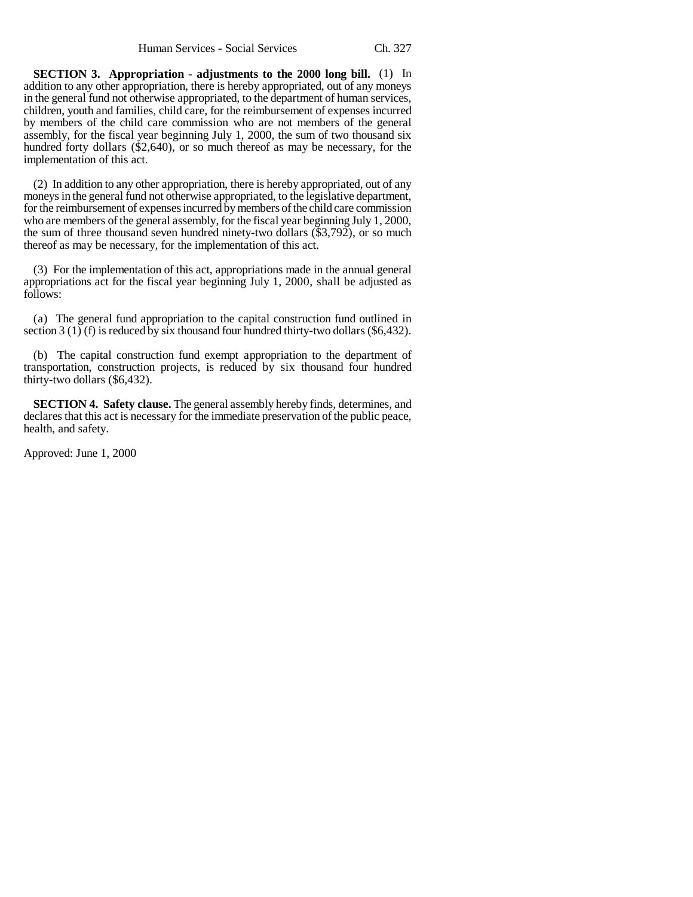**SECTION 3. Appropriation - adjustments to the 2000 long bill.** (1) In addition to any other appropriation, there is hereby appropriated, out of any moneys in the general fund not otherwise appropriated, to the department of human services, children, youth and families, child care, for the reimbursement of expenses incurred by members of the child care commission who are not members of the general assembly, for the fiscal year beginning July 1, 2000, the sum of two thousand six hundred forty dollars ($2,640), or so much thereof as may be necessary, for the implementation of this act.

(2) In addition to any other appropriation, there is hereby appropriated, out of any moneys in the general fund not otherwise appropriated, to the legislative department, for the reimbursement of expenses incurred by members of the child care commission who are members of the general assembly, for the fiscal year beginning July 1, 2000, the sum of three thousand seven hundred ninety-two dollars ($3,792), or so much thereof as may be necessary, for the implementation of this act.

(3) For the implementation of this act, appropriations made in the annual general appropriations act for the fiscal year beginning July 1, 2000, shall be adjusted as follows:

(a) The general fund appropriation to the capital construction fund outlined in section 3 (1) (f) is reduced by six thousand four hundred thirty-two dollars ($6,432).

(b) The capital construction fund exempt appropriation to the department of transportation, construction projects, is reduced by six thousand four hundred thirty-two dollars ($6,432).

**SECTION 4. Safety clause.** The general assembly hereby finds, determines, and declares that this act is necessary for the immediate preservation of the public peace, health, and safety.

Approved: June 1, 2000